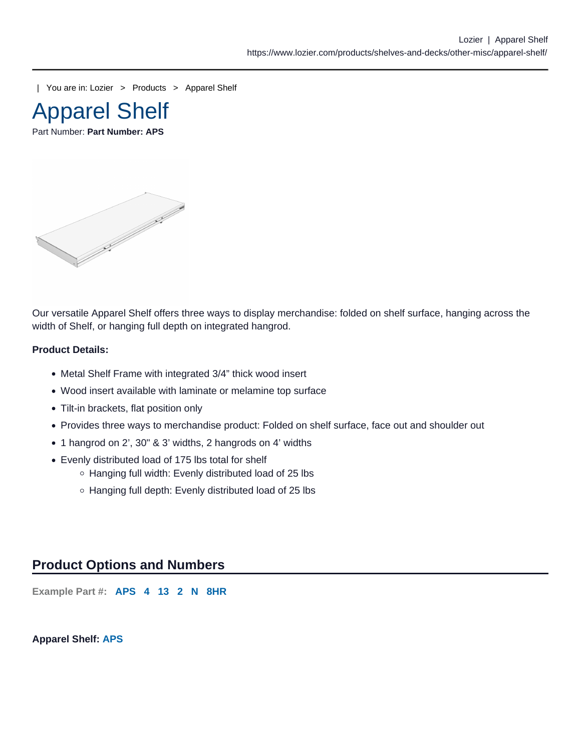| You are in: Lozier > Products > Apparel Shelf

# Apparel Shelf

Part Number: **Part Number: APS**

Our versatile Apparel Shelf offers three ways to display merchandise: folded on shelf surface, hanging across the width of Shelf, or hanging full depth on integrated hangrod.

**Product Details:**

- Metal Shelf Frame with integrated 3/4" thick wood insert
- Wood insert available with laminate or melamine top surface
- Tilt-in brackets, flat position only
- Provides three ways to merchandise product: Folded on shelf surface, face out and shoulder out
- 1 hangrod on 2', 30" & 3' widths, 2 hangrods on 4' widths
- Evenly distributed load of 175 lbs total for shelf
  - Hanging full width: Evenly distributed load of 25 lbs
  - Hanging full depth: Evenly distributed load of 25 lbs

## Product Options and Numbers

**Example Part #:** **APS 4 13 2 N 8HR**

**Apparel Shelf: APS**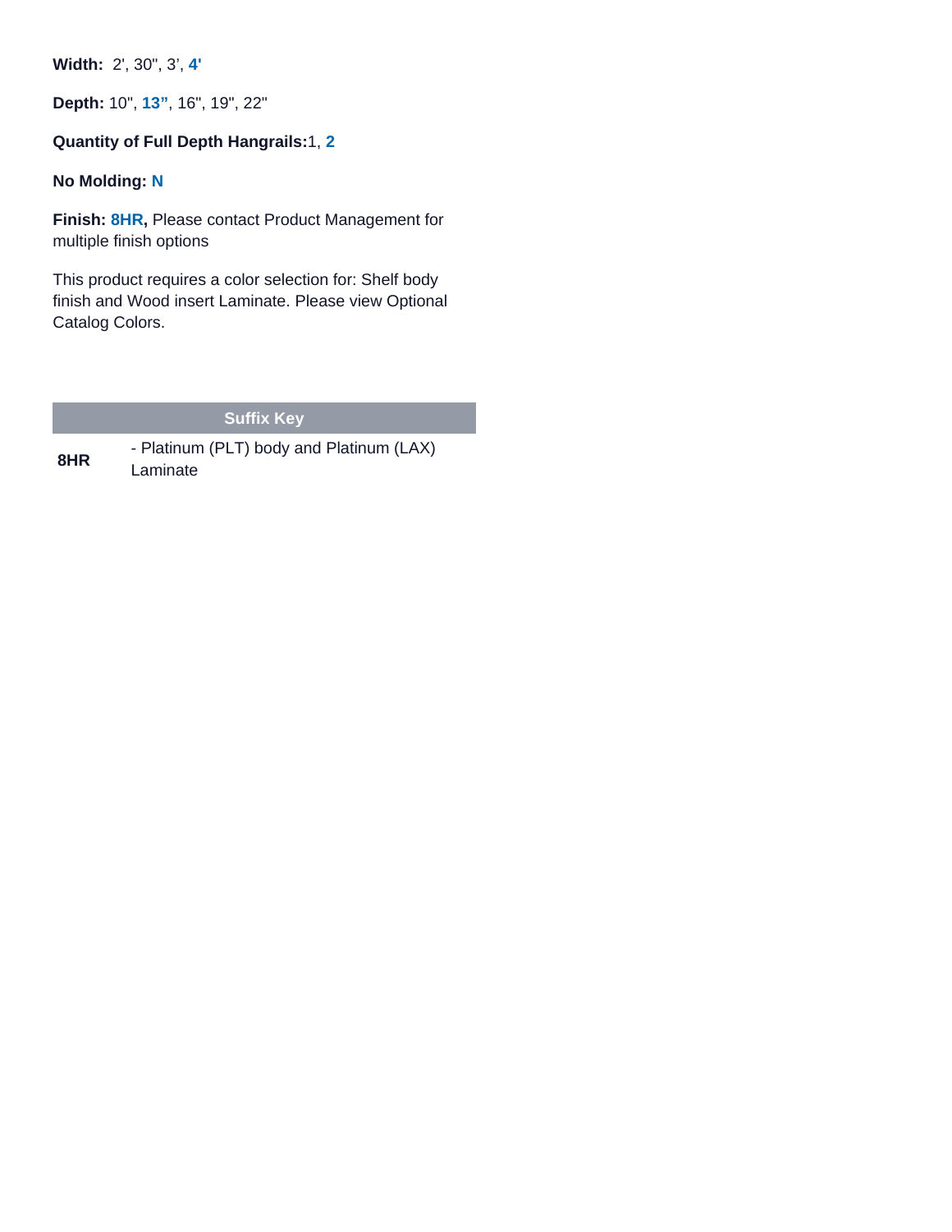**Width:** 2', 30", 3', **4'**

**Depth:** 10", **13"**, 16", 19", 22"

**Quantity of Full Depth Hangrails:** 1, **2**

**No Molding:** **N**

**Finish:** **8HR,** Please contact Product Management for multiple finish options

This product requires a color selection for: Shelf body finish and Wood insert Laminate. Please view Optional Catalog Colors.

| Suffix Key | |
| --- | --- |
| **8HR** | - Platinum (PLT) body and Platinum (LAX) Laminate |